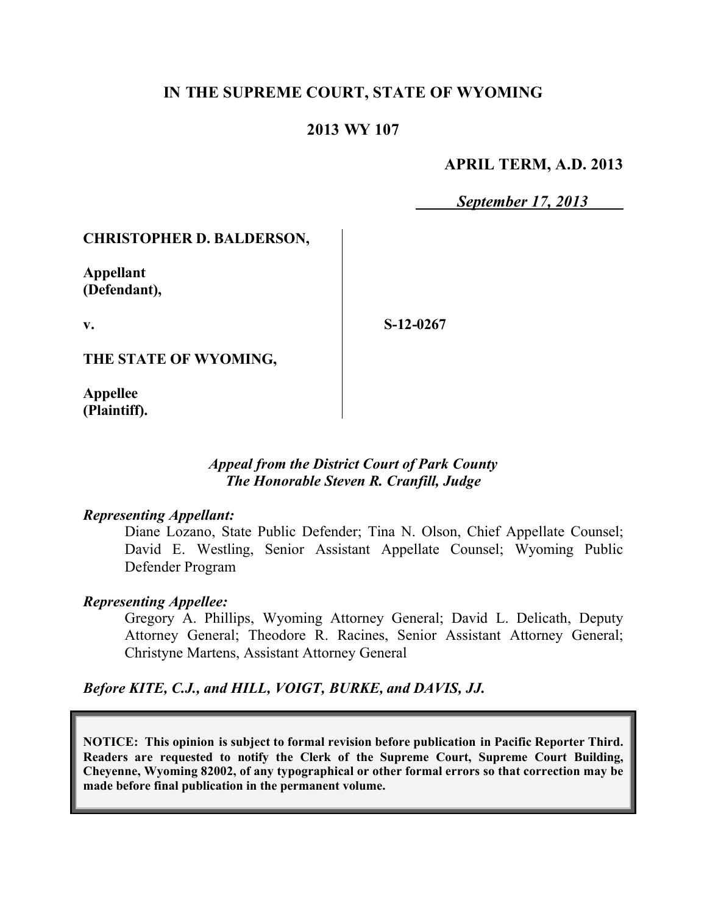**IN THE SUPREME COURT, STATE OF WYOMING**

**2013 WY 107**

**APRIL TERM, A.D. 2013**

*September 17, 2013*

| | | |
|---|---|---|
| **CHRISTOPHER D. BALDERSON,**<br><br>**Appellant (Defendant),**<br><br>**v.**<br><br>**THE STATE OF WYOMING,**<br><br>**Appellee (Plaintiff).** | | **S-12-0267** |

*Appeal from the District Court of Park County*
*The Honorable Steven R. Cranfill, Judge*

***Representing Appellant:***

Diane Lozano, State Public Defender; Tina N. Olson, Chief Appellate Counsel; David E. Westling, Senior Assistant Appellate Counsel; Wyoming Public Defender Program

***Representing Appellee:***

Gregory A. Phillips, Wyoming Attorney General; David L. Delicath, Deputy Attorney General; Theodore R. Racines, Senior Assistant Attorney General; Christyne Martens, Assistant Attorney General

***Before KITE, C.J., and HILL, VOIGT, BURKE, and DAVIS, JJ.***

**NOTICE: This opinion is subject to formal revision before publication in Pacific Reporter Third. Readers are requested to notify the Clerk of the Supreme Court, Supreme Court Building, Cheyenne, Wyoming 82002, of any typographical or other formal errors so that correction may be made before final publication in the permanent volume.**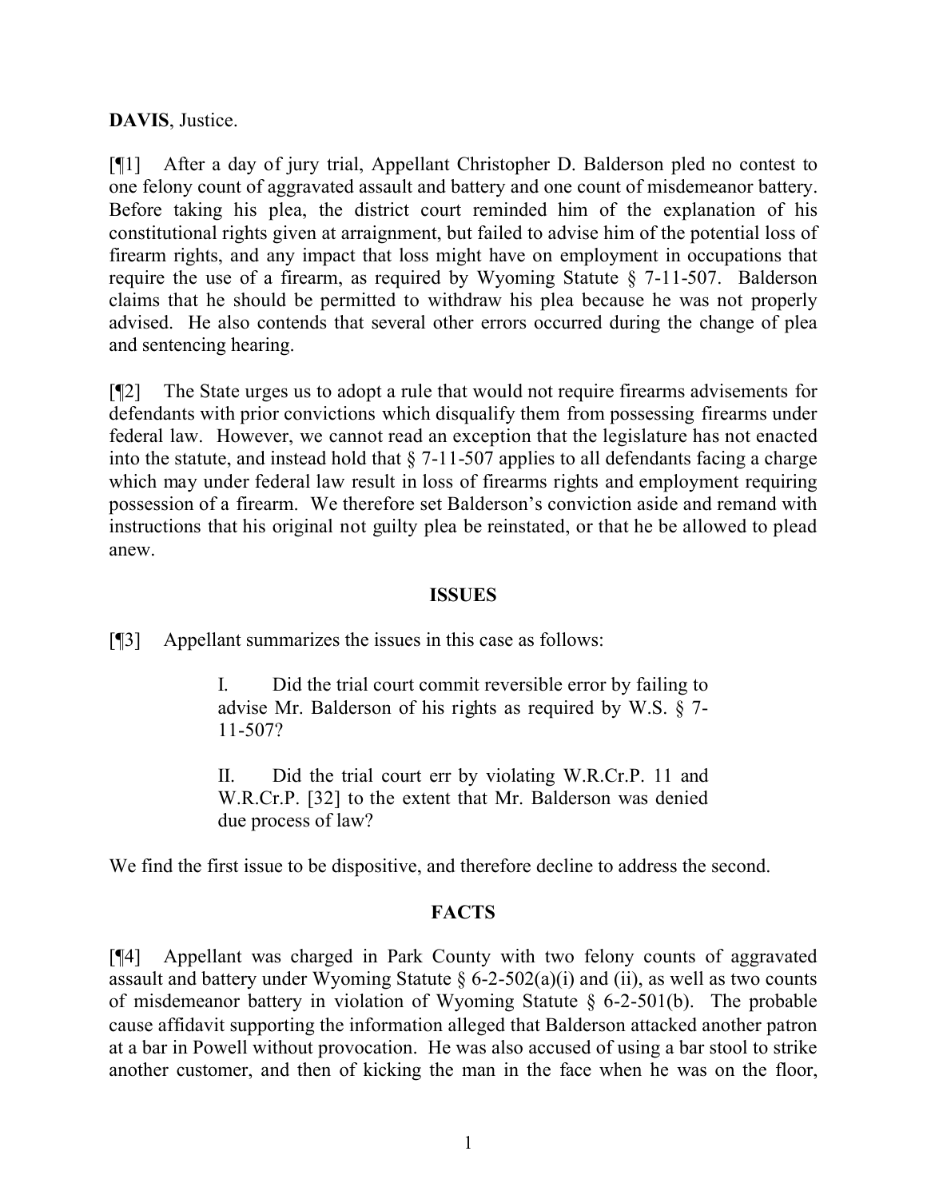**DAVIS**, Justice.

[¶1] After a day of jury trial, Appellant Christopher D. Balderson pled no contest to one felony count of aggravated assault and battery and one count of misdemeanor battery. Before taking his plea, the district court reminded him of the explanation of his constitutional rights given at arraignment, but failed to advise him of the potential loss of firearm rights, and any impact that loss might have on employment in occupations that require the use of a firearm, as required by Wyoming Statute § 7-11-507. Balderson claims that he should be permitted to withdraw his plea because he was not properly advised. He also contends that several other errors occurred during the change of plea and sentencing hearing.

[¶2] The State urges us to adopt a rule that would not require firearms advisements for defendants with prior convictions which disqualify them from possessing firearms under federal law. However, we cannot read an exception that the legislature has not enacted into the statute, and instead hold that § 7-11-507 applies to all defendants facing a charge which may under federal law result in loss of firearms rights and employment requiring possession of a firearm. We therefore set Balderson's conviction aside and remand with instructions that his original not guilty plea be reinstated, or that he be allowed to plead anew.

## ISSUES

[¶3] Appellant summarizes the issues in this case as follows:

> I. Did the trial court commit reversible error by failing to advise Mr. Balderson of his rights as required by W.S. § 7-11-507?
>
> II. Did the trial court err by violating W.R.Cr.P. 11 and W.R.Cr.P. [32] to the extent that Mr. Balderson was denied due process of law?

We find the first issue to be dispositive, and therefore decline to address the second.

## FACTS

[¶4] Appellant was charged in Park County with two felony counts of aggravated assault and battery under Wyoming Statute § 6-2-502(a)(i) and (ii), as well as two counts of misdemeanor battery in violation of Wyoming Statute § 6-2-501(b). The probable cause affidavit supporting the information alleged that Balderson attacked another patron at a bar in Powell without provocation. He was also accused of using a bar stool to strike another customer, and then of kicking the man in the face when he was on the floor,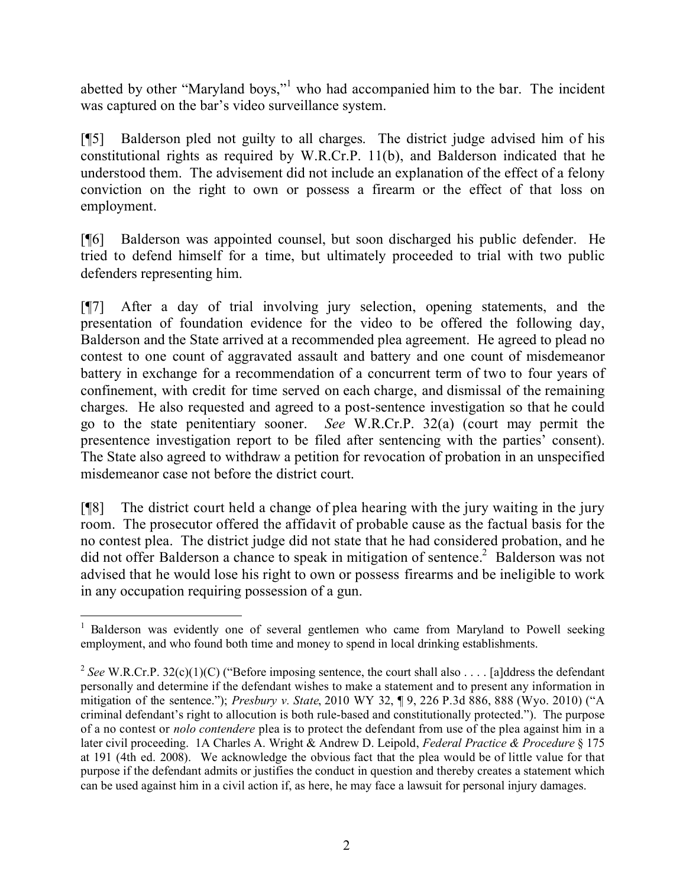abetted by other "Maryland boys,"[1] who had accompanied him to the bar. The incident was captured on the bar's video surveillance system.

[¶5] Balderson pled not guilty to all charges. The district judge advised him of his constitutional rights as required by W.R.Cr.P. 11(b), and Balderson indicated that he understood them. The advisement did not include an explanation of the effect of a felony conviction on the right to own or possess a firearm or the effect of that loss on employment.

[¶6] Balderson was appointed counsel, but soon discharged his public defender. He tried to defend himself for a time, but ultimately proceeded to trial with two public defenders representing him.

[¶7] After a day of trial involving jury selection, opening statements, and the presentation of foundation evidence for the video to be offered the following day, Balderson and the State arrived at a recommended plea agreement. He agreed to plead no contest to one count of aggravated assault and battery and one count of misdemeanor battery in exchange for a recommendation of a concurrent term of two to four years of confinement, with credit for time served on each charge, and dismissal of the remaining charges. He also requested and agreed to a post-sentence investigation so that he could go to the state penitentiary sooner. *See* W.R.Cr.P. 32(a) (court may permit the presentence investigation report to be filed after sentencing with the parties' consent). The State also agreed to withdraw a petition for revocation of probation in an unspecified misdemeanor case not before the district court.

[¶8] The district court held a change of plea hearing with the jury waiting in the jury room. The prosecutor offered the affidavit of probable cause as the factual basis for the no contest plea. The district judge did not state that he had considered probation, and he did not offer Balderson a chance to speak in mitigation of sentence.[2] Balderson was not advised that he would lose his right to own or possess firearms and be ineligible to work in any occupation requiring possession of a gun.

---

[1] Balderson was evidently one of several gentlemen who came from Maryland to Powell seeking employment, and who found both time and money to spend in local drinking establishments.

[2] *See* W.R.Cr.P. 32(c)(1)(C) ("Before imposing sentence, the court shall also . . . . [a]ddress the defendant personally and determine if the defendant wishes to make a statement and to present any information in mitigation of the sentence."); *Presbury v. State*, 2010 WY 32, ¶ 9, 226 P.3d 886, 888 (Wyo. 2010) ("A criminal defendant's right to allocution is both rule-based and constitutionally protected."). The purpose of a no contest or *nolo contendere* plea is to protect the defendant from use of the plea against him in a later civil proceeding. 1A Charles A. Wright & Andrew D. Leipold, *Federal Practice & Procedure* § 175 at 191 (4th ed. 2008). We acknowledge the obvious fact that the plea would be of little value for that purpose if the defendant admits or justifies the conduct in question and thereby creates a statement which can be used against him in a civil action if, as here, he may face a lawsuit for personal injury damages.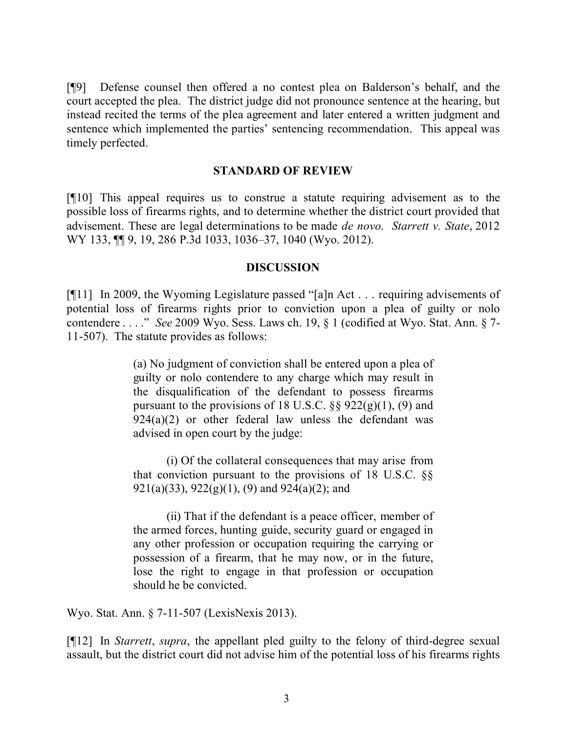[¶9] Defense counsel then offered a no contest plea on Balderson's behalf, and the court accepted the plea. The district judge did not pronounce sentence at the hearing, but instead recited the terms of the plea agreement and later entered a written judgment and sentence which implemented the parties' sentencing recommendation. This appeal was timely perfected.

## STANDARD OF REVIEW

[¶10] This appeal requires us to construe a statute requiring advisement as to the possible loss of firearms rights, and to determine whether the district court provided that advisement. These are legal determinations to be made *de novo*. *Starrett v. State*, 2012 WY 133, ¶¶ 9, 19, 286 P.3d 1033, 1036–37, 1040 (Wyo. 2012).

## DISCUSSION

[¶11] In 2009, the Wyoming Legislature passed "[a]n Act . . . requiring advisements of potential loss of firearms rights prior to conviction upon a plea of guilty or nolo contendere . . . ." *See* 2009 Wyo. Sess. Laws ch. 19, § 1 (codified at Wyo. Stat. Ann. § 7-11-507). The statute provides as follows:

> (a) No judgment of conviction shall be entered upon a plea of guilty or nolo contendere to any charge which may result in the disqualification of the defendant to possess firearms pursuant to the provisions of 18 U.S.C. §§ 922(g)(1), (9) and 924(a)(2) or other federal law unless the defendant was advised in open court by the judge:
>
> (i) Of the collateral consequences that may arise from that conviction pursuant to the provisions of 18 U.S.C. §§ 921(a)(33), 922(g)(1), (9) and 924(a)(2); and
>
> (ii) That if the defendant is a peace officer, member of the armed forces, hunting guide, security guard or engaged in any other profession or occupation requiring the carrying or possession of a firearm, that he may now, or in the future, lose the right to engage in that profession or occupation should he be convicted.

Wyo. Stat. Ann. § 7-11-507 (LexisNexis 2013).

[¶12] In *Starrett*, *supra*, the appellant pled guilty to the felony of third-degree sexual assault, but the district court did not advise him of the potential loss of his firearms rights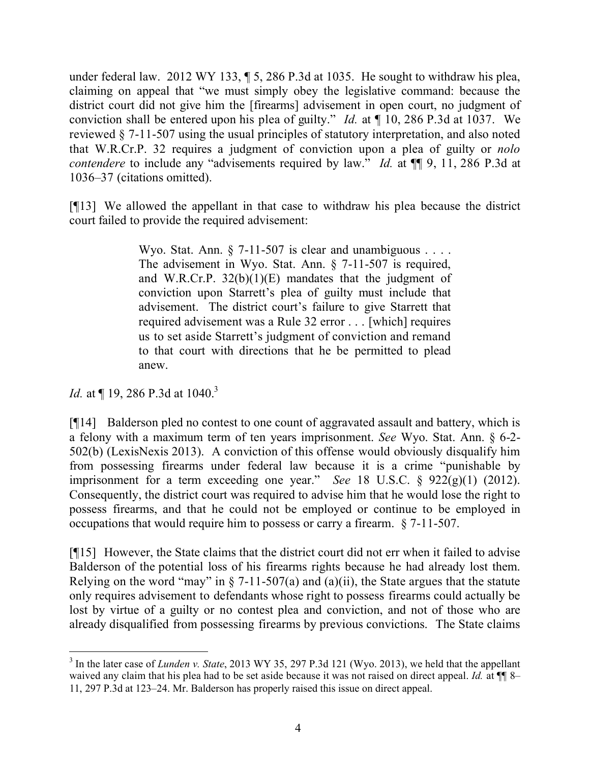under federal law. 2012 WY 133, ¶ 5, 286 P.3d at 1035. He sought to withdraw his plea, claiming on appeal that "we must simply obey the legislative command: because the district court did not give him the [firearms] advisement in open court, no judgment of conviction shall be entered upon his plea of guilty." *Id.* at ¶ 10, 286 P.3d at 1037. We reviewed § 7-11-507 using the usual principles of statutory interpretation, and also noted that W.R.Cr.P. 32 requires a judgment of conviction upon a plea of guilty or *nolo contendere* to include any "advisements required by law." *Id.* at ¶¶ 9, 11, 286 P.3d at 1036–37 (citations omitted).

[¶13] We allowed the appellant in that case to withdraw his plea because the district court failed to provide the required advisement:

> Wyo. Stat. Ann. § 7-11-507 is clear and unambiguous . . . . The advisement in Wyo. Stat. Ann. § 7-11-507 is required, and W.R.Cr.P. 32(b)(1)(E) mandates that the judgment of conviction upon Starrett's plea of guilty must include that advisement. The district court's failure to give Starrett that required advisement was a Rule 32 error . . . [which] requires us to set aside Starrett's judgment of conviction and remand to that court with directions that he be permitted to plead anew.

*Id.* at ¶ 19, 286 P.3d at 1040.[3]

[¶14] Balderson pled no contest to one count of aggravated assault and battery, which is a felony with a maximum term of ten years imprisonment. *See* Wyo. Stat. Ann. § 6-2-502(b) (LexisNexis 2013). A conviction of this offense would obviously disqualify him from possessing firearms under federal law because it is a crime "punishable by imprisonment for a term exceeding one year." *See* 18 U.S.C. § 922(g)(1) (2012). Consequently, the district court was required to advise him that he would lose the right to possess firearms, and that he could not be employed or continue to be employed in occupations that would require him to possess or carry a firearm. § 7-11-507.

[¶15] However, the State claims that the district court did not err when it failed to advise Balderson of the potential loss of his firearms rights because he had already lost them. Relying on the word "may" in § 7-11-507(a) and (a)(ii), the State argues that the statute only requires advisement to defendants whose right to possess firearms could actually be lost by virtue of a guilty or no contest plea and conviction, and not of those who are already disqualified from possessing firearms by previous convictions. The State claims

[3] In the later case of *Lunden v. State*, 2013 WY 35, 297 P.3d 121 (Wyo. 2013), we held that the appellant waived any claim that his plea had to be set aside because it was not raised on direct appeal. *Id.* at ¶¶ 8–11, 297 P.3d at 123–24. Mr. Balderson has properly raised this issue on direct appeal.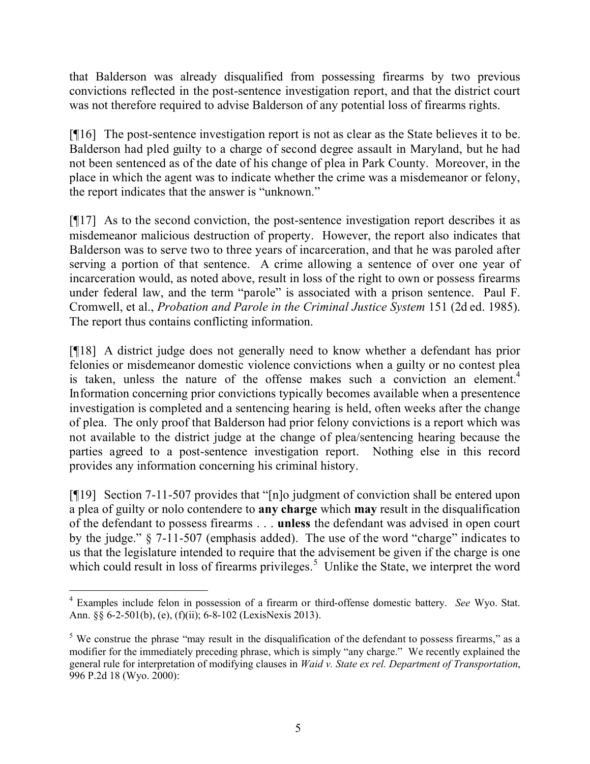that Balderson was already disqualified from possessing firearms by two previous convictions reflected in the post-sentence investigation report, and that the district court was not therefore required to advise Balderson of any potential loss of firearms rights.

[¶16] The post-sentence investigation report is not as clear as the State believes it to be. Balderson had pled guilty to a charge of second degree assault in Maryland, but he had not been sentenced as of the date of his change of plea in Park County. Moreover, in the place in which the agent was to indicate whether the crime was a misdemeanor or felony, the report indicates that the answer is "unknown."

[¶17] As to the second conviction, the post-sentence investigation report describes it as misdemeanor malicious destruction of property. However, the report also indicates that Balderson was to serve two to three years of incarceration, and that he was paroled after serving a portion of that sentence. A crime allowing a sentence of over one year of incarceration would, as noted above, result in loss of the right to own or possess firearms under federal law, and the term "parole" is associated with a prison sentence. Paul F. Cromwell, et al., *Probation and Parole in the Criminal Justice System* 151 (2d ed. 1985). The report thus contains conflicting information.

[¶18] A district judge does not generally need to know whether a defendant has prior felonies or misdemeanor domestic violence convictions when a guilty or no contest plea is taken, unless the nature of the offense makes such a conviction an element.[4] Information concerning prior convictions typically becomes available when a presentence investigation is completed and a sentencing hearing is held, often weeks after the change of plea. The only proof that Balderson had prior felony convictions is a report which was not available to the district judge at the change of plea/sentencing hearing because the parties agreed to a post-sentence investigation report. Nothing else in this record provides any information concerning his criminal history.

[¶19] Section 7-11-507 provides that "[n]o judgment of conviction shall be entered upon a plea of guilty or nolo contendere to **any charge** which **may** result in the disqualification of the defendant to possess firearms . . . **unless** the defendant was advised in open court by the judge." § 7-11-507 (emphasis added). The use of the word "charge" indicates to us that the legislature intended to require that the advisement be given if the charge is one which could result in loss of firearms privileges.[5] Unlike the State, we interpret the word

---

[4] Examples include felon in possession of a firearm or third-offense domestic battery. *See* Wyo. Stat. Ann. §§ 6-2-501(b), (e), (f)(ii); 6-8-102 (LexisNexis 2013).

[5] We construe the phrase "may result in the disqualification of the defendant to possess firearms," as a modifier for the immediately preceding phrase, which is simply "any charge." We recently explained the general rule for interpretation of modifying clauses in *Waid v. State ex rel. Department of Transportation*, 996 P.2d 18 (Wyo. 2000):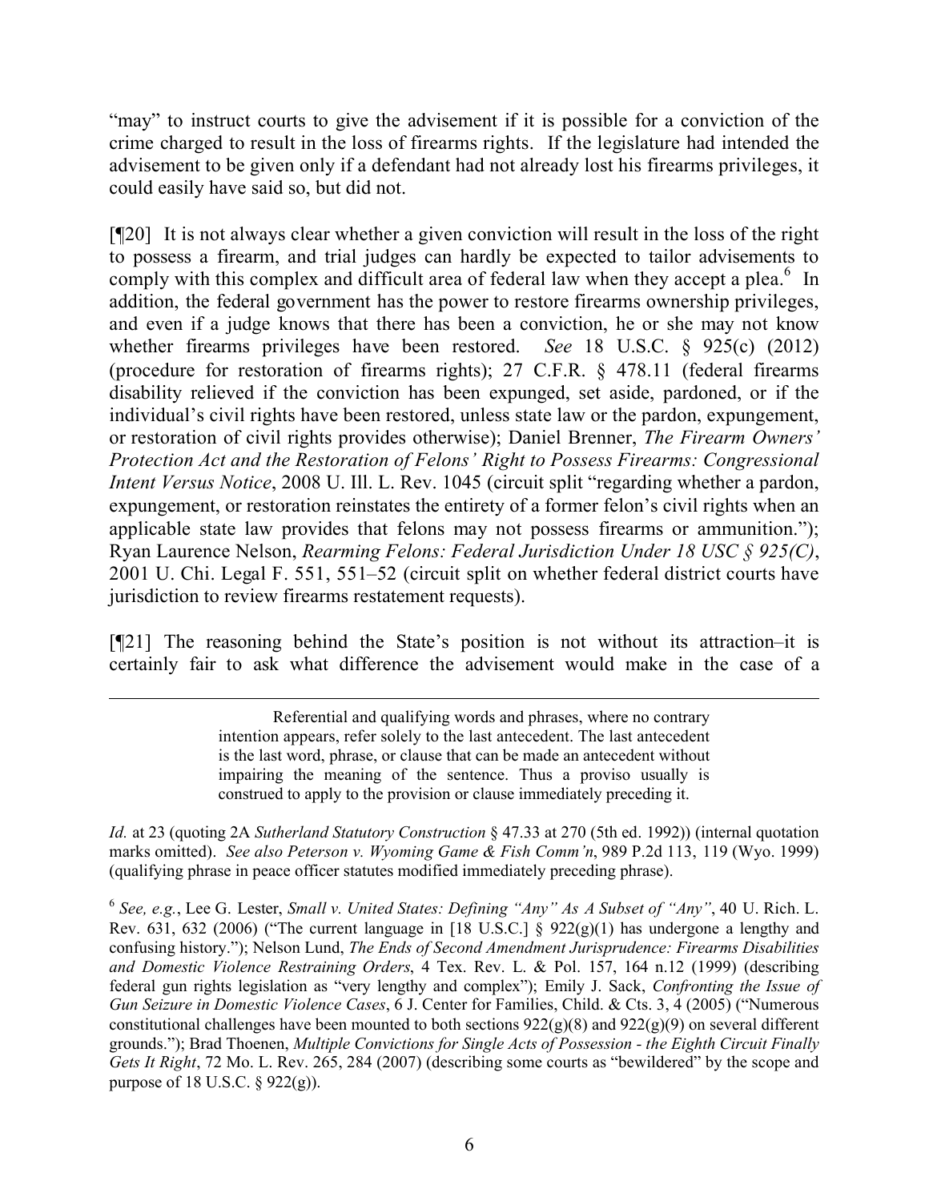"may" to instruct courts to give the advisement if it is possible for a conviction of the crime charged to result in the loss of firearms rights. If the legislature had intended the advisement to be given only if a defendant had not already lost his firearms privileges, it could easily have said so, but did not.

[¶20] It is not always clear whether a given conviction will result in the loss of the right to possess a firearm, and trial judges can hardly be expected to tailor advisements to comply with this complex and difficult area of federal law when they accept a plea.[6] In addition, the federal government has the power to restore firearms ownership privileges, and even if a judge knows that there has been a conviction, he or she may not know whether firearms privileges have been restored. *See* 18 U.S.C. § 925(c) (2012) (procedure for restoration of firearms rights); 27 C.F.R. § 478.11 (federal firearms disability relieved if the conviction has been expunged, set aside, pardoned, or if the individual's civil rights have been restored, unless state law or the pardon, expungement, or restoration of civil rights provides otherwise); Daniel Brenner, *The Firearm Owners' Protection Act and the Restoration of Felons' Right to Possess Firearms: Congressional Intent Versus Notice*, 2008 U. Ill. L. Rev. 1045 (circuit split "regarding whether a pardon, expungement, or restoration reinstates the entirety of a former felon's civil rights when an applicable state law provides that felons may not possess firearms or ammunition."); Ryan Laurence Nelson, *Rearming Felons: Federal Jurisdiction Under 18 USC § 925(C)*, 2001 U. Chi. Legal F. 551, 551–52 (circuit split on whether federal district courts have jurisdiction to review firearms restatement requests).

[¶21] The reasoning behind the State's position is not without its attraction–it is certainly fair to ask what difference the advisement would make in the case of a

---

> Referential and qualifying words and phrases, where no contrary intention appears, refer solely to the last antecedent. The last antecedent is the last word, phrase, or clause that can be made an antecedent without impairing the meaning of the sentence. Thus a proviso usually is construed to apply to the provision or clause immediately preceding it.

*Id.* at 23 (quoting 2A *Sutherland Statutory Construction* § 47.33 at 270 (5th ed. 1992)) (internal quotation marks omitted). *See also Peterson v. Wyoming Game & Fish Comm'n*, 989 P.2d 113, 119 (Wyo. 1999) (qualifying phrase in peace officer statutes modified immediately preceding phrase).

[6] *See, e.g.*, Lee G. Lester, *Small v. United States: Defining "Any" As A Subset of "Any"*, 40 U. Rich. L. Rev. 631, 632 (2006) ("The current language in [18 U.S.C.] § 922(g)(1) has undergone a lengthy and confusing history."); Nelson Lund, *The Ends of Second Amendment Jurisprudence: Firearms Disabilities and Domestic Violence Restraining Orders*, 4 Tex. Rev. L. & Pol. 157, 164 n.12 (1999) (describing federal gun rights legislation as "very lengthy and complex"); Emily J. Sack, *Confronting the Issue of Gun Seizure in Domestic Violence Cases*, 6 J. Center for Families, Child. & Cts. 3, 4 (2005) ("Numerous constitutional challenges have been mounted to both sections 922(g)(8) and 922(g)(9) on several different grounds."); Brad Thoenen, *Multiple Convictions for Single Acts of Possession - the Eighth Circuit Finally Gets It Right*, 72 Mo. L. Rev. 265, 284 (2007) (describing some courts as "bewildered" by the scope and purpose of 18 U.S.C. § 922(g)).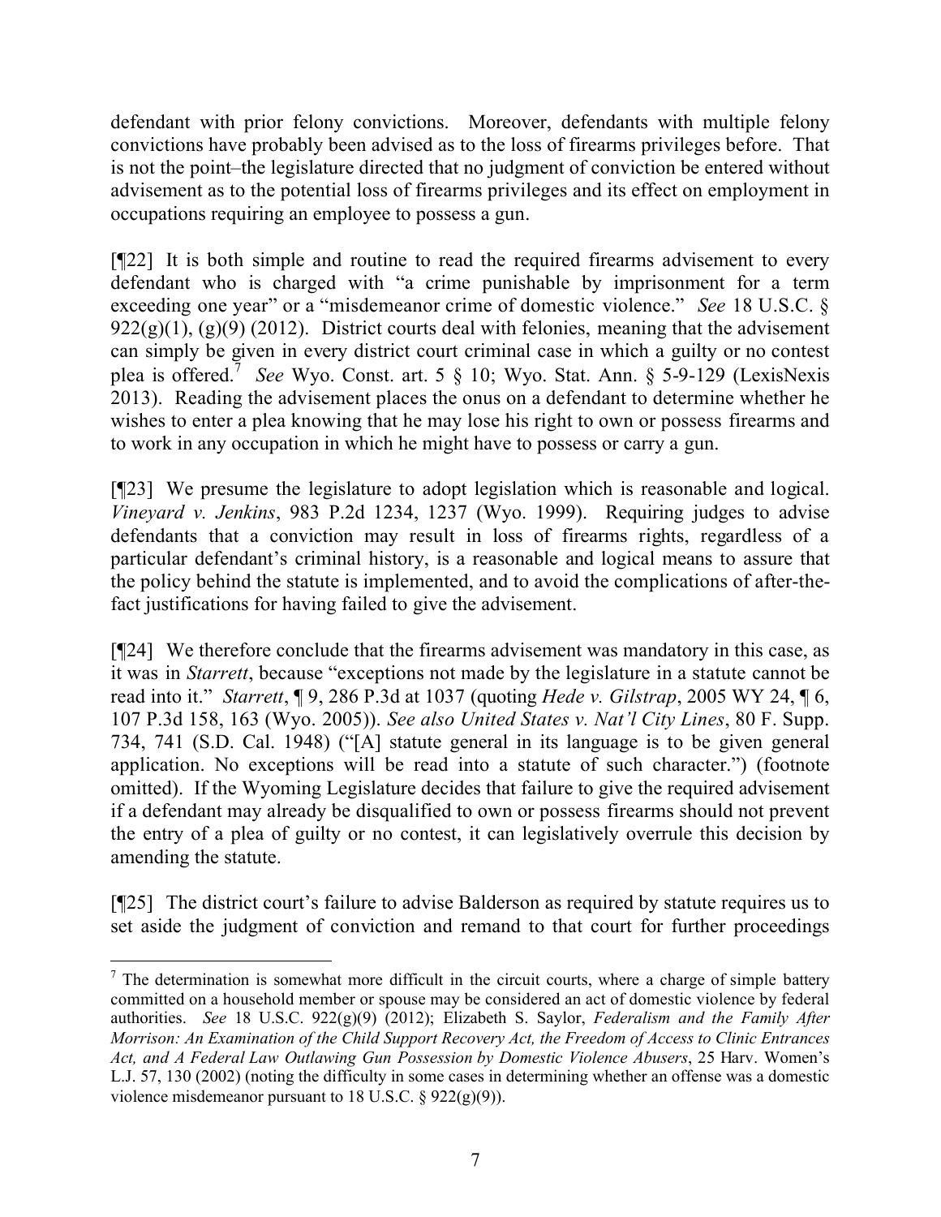defendant with prior felony convictions. Moreover, defendants with multiple felony convictions have probably been advised as to the loss of firearms privileges before. That is not the point–the legislature directed that no judgment of conviction be entered without advisement as to the potential loss of firearms privileges and its effect on employment in occupations requiring an employee to possess a gun.

[¶22] It is both simple and routine to read the required firearms advisement to every defendant who is charged with "a crime punishable by imprisonment for a term exceeding one year" or a "misdemeanor crime of domestic violence." *See* 18 U.S.C. § 922(g)(1), (g)(9) (2012). District courts deal with felonies, meaning that the advisement can simply be given in every district court criminal case in which a guilty or no contest plea is offered.[7] *See* Wyo. Const. art. 5 § 10; Wyo. Stat. Ann. § 5-9-129 (LexisNexis 2013). Reading the advisement places the onus on a defendant to determine whether he wishes to enter a plea knowing that he may lose his right to own or possess firearms and to work in any occupation in which he might have to possess or carry a gun.

[¶23] We presume the legislature to adopt legislation which is reasonable and logical. *Vineyard v. Jenkins*, 983 P.2d 1234, 1237 (Wyo. 1999). Requiring judges to advise defendants that a conviction may result in loss of firearms rights, regardless of a particular defendant's criminal history, is a reasonable and logical means to assure that the policy behind the statute is implemented, and to avoid the complications of after-the-fact justifications for having failed to give the advisement.

[¶24] We therefore conclude that the firearms advisement was mandatory in this case, as it was in *Starrett*, because "exceptions not made by the legislature in a statute cannot be read into it." *Starrett*, ¶ 9, 286 P.3d at 1037 (quoting *Hede v. Gilstrap*, 2005 WY 24, ¶ 6, 107 P.3d 158, 163 (Wyo. 2005)). *See also United States v. Nat'l City Lines*, 80 F. Supp. 734, 741 (S.D. Cal. 1948) ("[A] statute general in its language is to be given general application. No exceptions will be read into a statute of such character.") (footnote omitted). If the Wyoming Legislature decides that failure to give the required advisement if a defendant may already be disqualified to own or possess firearms should not prevent the entry of a plea of guilty or no contest, it can legislatively overrule this decision by amending the statute.

[¶25] The district court's failure to advise Balderson as required by statute requires us to set aside the judgment of conviction and remand to that court for further proceedings

---

[7] The determination is somewhat more difficult in the circuit courts, where a charge of simple battery committed on a household member or spouse may be considered an act of domestic violence by federal authorities. *See* 18 U.S.C. 922(g)(9) (2012); Elizabeth S. Saylor, *Federalism and the Family After Morrison: An Examination of the Child Support Recovery Act, the Freedom of Access to Clinic Entrances Act, and A Federal Law Outlawing Gun Possession by Domestic Violence Abusers*, 25 Harv. Women's L.J. 57, 130 (2002) (noting the difficulty in some cases in determining whether an offense was a domestic violence misdemeanor pursuant to 18 U.S.C. § 922(g)(9)).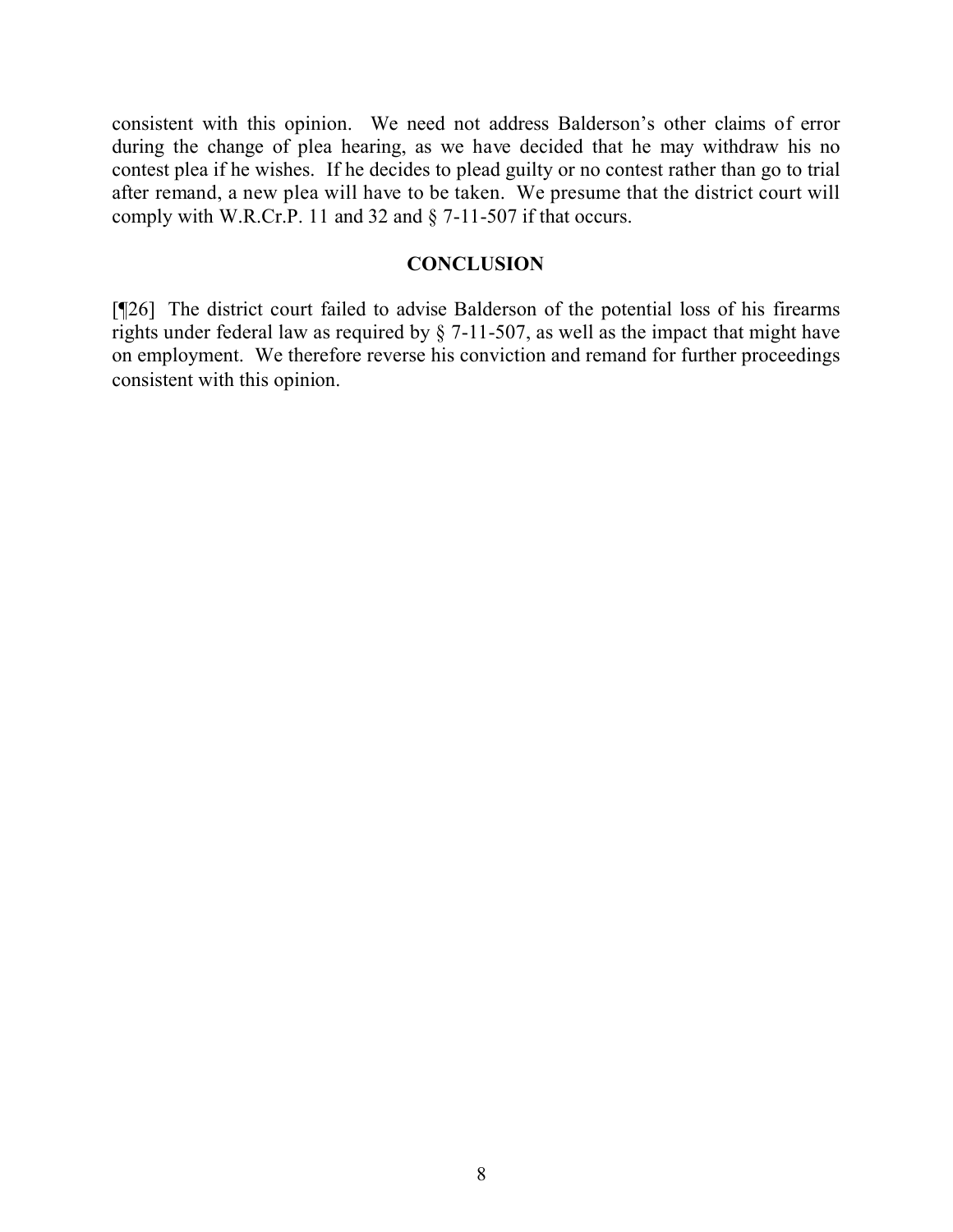consistent with this opinion. We need not address Balderson's other claims of error during the change of plea hearing, as we have decided that he may withdraw his no contest plea if he wishes. If he decides to plead guilty or no contest rather than go to trial after remand, a new plea will have to be taken. We presume that the district court will comply with W.R.Cr.P. 11 and 32 and § 7-11-507 if that occurs.

## CONCLUSION

[¶26] The district court failed to advise Balderson of the potential loss of his firearms rights under federal law as required by § 7-11-507, as well as the impact that might have on employment. We therefore reverse his conviction and remand for further proceedings consistent with this opinion.